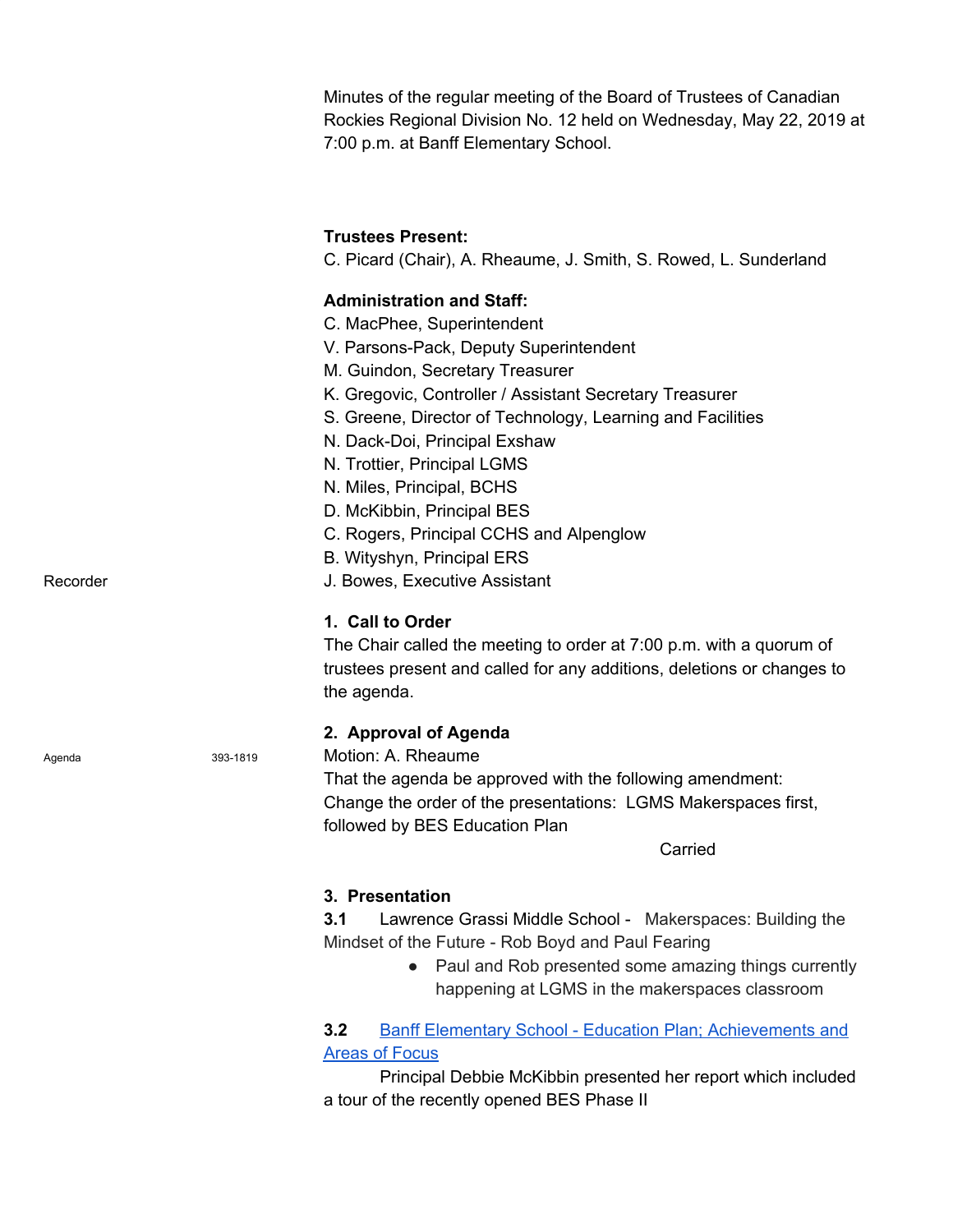Minutes of the regular meeting of the Board of Trustees of Canadian Rockies Regional Division No. 12 held on Wednesday, May 22, 2019 at 7:00 p.m. at Banff Elementary School.

**Trustees Present:**
C. Picard (Chair), A. Rheaume, J. Smith, S. Rowed, L. Sunderland

**Administration and Staff:**
C. MacPhee, Superintendent
V. Parsons-Pack, Deputy Superintendent
M. Guindon, Secretary Treasurer
K. Gregovic, Controller / Assistant Secretary Treasurer
S. Greene, Director of Technology, Learning and Facilities
N. Dack-Doi, Principal Exshaw
N. Trottier, Principal LGMS
N. Miles, Principal, BCHS
D. McKibbin, Principal BES
C. Rogers, Principal CCHS and Alpenglow
B. Wityshyn, Principal ERS
Recorder — J. Bowes, Executive Assistant

## 1. Call to Order

The Chair called the meeting to order at 7:00 p.m. with a quorum of trustees present and called for any additions, deletions or changes to the agenda.

## 2. Approval of Agenda

Agenda — 393-1819

Motion: A. Rheaume
That the agenda be approved with the following amendment:
Change the order of the presentations: LGMS Makerspaces first, followed by BES Education Plan

Carried

## 3. Presentation

**3.1** Lawrence Grassi Middle School - Makerspaces: Building the Mindset of the Future - Rob Boyd and Paul Fearing

- Paul and Rob presented some amazing things currently happening at LGMS in the makerspaces classroom

**3.2** Banff Elementary School - Education Plan; Achievements and Areas of Focus

Principal Debbie McKibbin presented her report which included a tour of the recently opened BES Phase II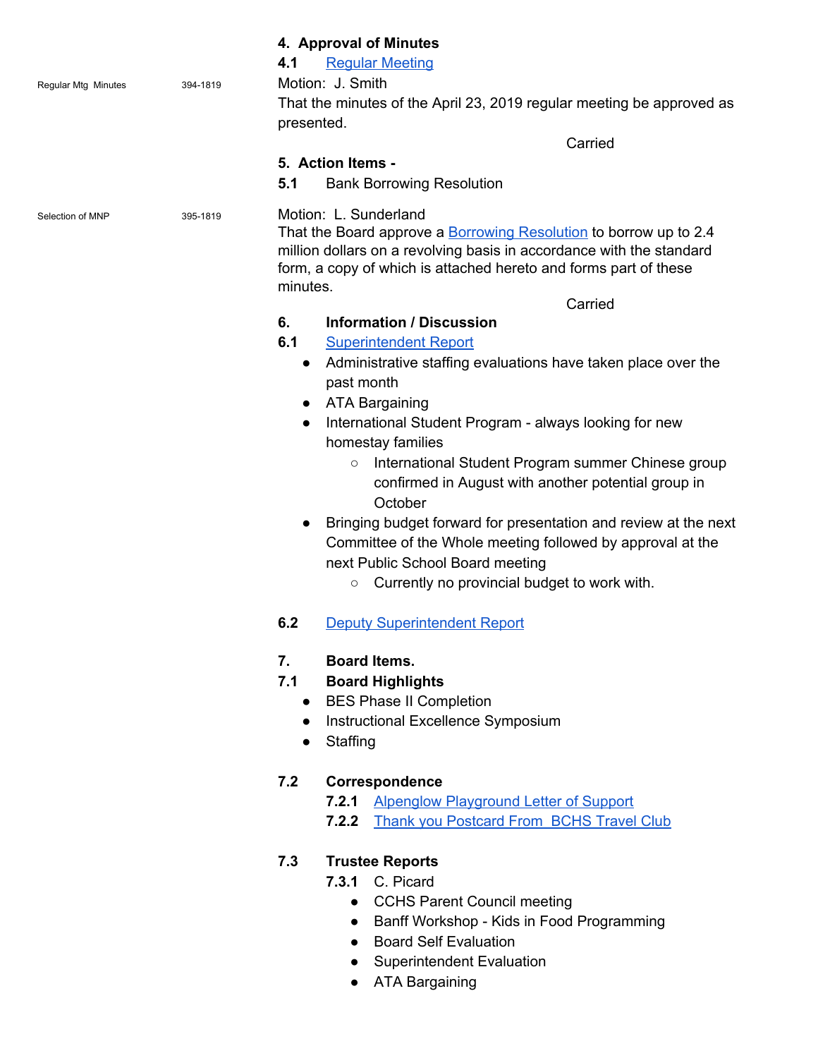**4. Approval of Minutes**

**4.1** Regular Meeting

Regular Mtg Minutes 394-1819

Motion: J. Smith

That the minutes of the April 23, 2019 regular meeting be approved as presented.

Carried

**5. Action Items -**

**5.1** Bank Borrowing Resolution

Selection of MNP 395-1819

Motion: L. Sunderland

That the Board approve a Borrowing Resolution to borrow up to 2.4 million dollars on a revolving basis in accordance with the standard form, a copy of which is attached hereto and forms part of these minutes.

Carried

**6. Information / Discussion**

**6.1** Superintendent Report

- Administrative staffing evaluations have taken place over the past month
- ATA Bargaining
- International Student Program - always looking for new homestay families
  - International Student Program summer Chinese group confirmed in August with another potential group in October
- Bringing budget forward for presentation and review at the next Committee of the Whole meeting followed by approval at the next Public School Board meeting
  - Currently no provincial budget to work with.

**6.2** Deputy Superintendent Report

**7. Board Items.**

**7.1 Board Highlights**

- BES Phase II Completion
- Instructional Excellence Symposium
- Staffing

**7.2 Correspondence**

**7.2.1** Alpenglow Playground Letter of Support

**7.2.2** Thank you Postcard From BCHS Travel Club

**7.3 Trustee Reports**

**7.3.1** C. Picard

- CCHS Parent Council meeting
- Banff Workshop - Kids in Food Programming
- Board Self Evaluation
- Superintendent Evaluation
- ATA Bargaining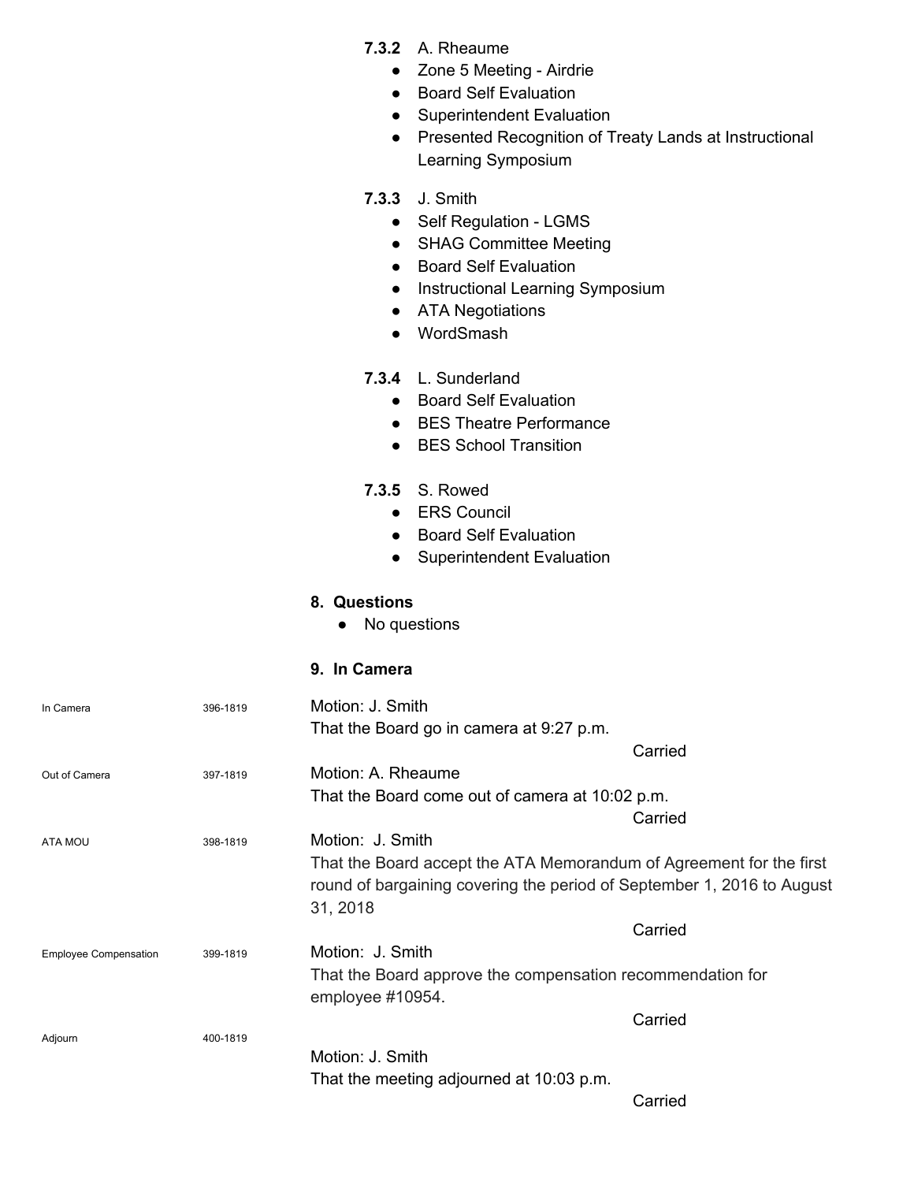**7.3.2** A. Rheaume

- Zone 5 Meeting - Airdrie
- Board Self Evaluation
- Superintendent Evaluation
- Presented Recognition of Treaty Lands at Instructional Learning Symposium

**7.3.3** J. Smith

- Self Regulation - LGMS
- SHAG Committee Meeting
- Board Self Evaluation
- Instructional Learning Symposium
- ATA Negotiations
- WordSmash

**7.3.4** L. Sunderland

- Board Self Evaluation
- BES Theatre Performance
- BES School Transition

**7.3.5** S. Rowed

- ERS Council
- Board Self Evaluation
- Superintendent Evaluation

## 8. Questions

- No questions

## 9. In Camera

In Camera 396-1819

Motion: J. Smith
That the Board go in camera at 9:27 p.m.

Carried

Out of Camera 397-1819

Motion: A. Rheaume
That the Board come out of camera at 10:02 p.m.

Carried

ATA MOU 398-1819

Motion: J. Smith
That the Board accept the ATA Memorandum of Agreement for the first round of bargaining covering the period of September 1, 2016 to August 31, 2018

Carried

Employee Compensation 399-1819

Motion: J. Smith
That the Board approve the compensation recommendation for employee #10954.

Carried

Adjourn 400-1819

Motion: J. Smith
That the meeting adjourned at 10:03 p.m.

Carried